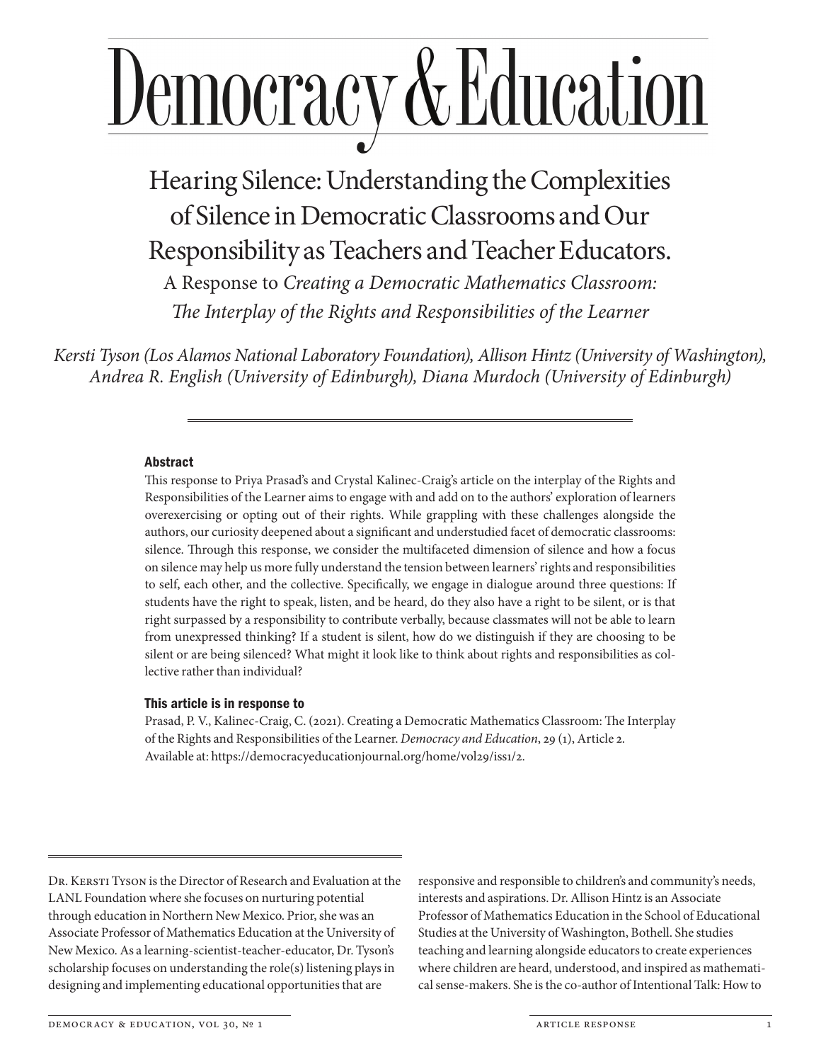# Democracy & Education

## Hearing Silence: Understanding the Complexities of Silence in Democratic Classrooms and Our Responsibility as Teachers and Teacher Educators.

### A Response to *Creating a Democratic Mathematics Classroom: The Interplay of the Rights and Responsibilities of the Learner*

*Kersti Tyson (Los Alamos National Laboratory Foundation), Allison Hintz (University of Washington), Andrea R. English (University of Edinburgh), Diana Murdoch (University of Edinburgh)*

#### Abstract

This response to Priya Prasad's and Crystal Kalinec-Craig's article on the interplay of the Rights and Responsibilities of the Learner aims to engage with and add on to the authors' exploration of learners overexercising or opting out of their rights. While grappling with these challenges alongside the authors, our curiosity deepened about a significant and understudied facet of democratic classrooms: silence. Through this response, we consider the multifaceted dimension of silence and how a focus on silence may help us more fully understand the tension between learners' rights and responsibilities to self, each other, and the collective. Specifically, we engage in dialogue around three questions: If students have the right to speak, listen, and be heard, do they also have a right to be silent, or is that right surpassed by a responsibility to contribute verbally, because classmates will not be able to learn from unexpressed thinking? If a student is silent, how do we distinguish if they are choosing to be silent or are being silenced? What might it look like to think about rights and responsibilities as collective rather than individual?

#### This article is in response to

Prasad, P. V., Kalinec-Craig, C. (2021). Creating a Democratic Mathematics Classroom: The Interplay of the Rights and Responsibilities of the Learner. *Democracy and Education*, 29 (1), Article 2. Available at: https://democracyeducationjournal.org/home/vol29/iss1/2.

---

Dr. Kersti Tyson is the Director of Research and Evaluation at the LANL Foundation where she focuses on nurturing potential through education in Northern New Mexico. Prior, she was an Associate Professor of Mathematics Education at the University of New Mexico. As a learning-scientist-teacher-educator, Dr. Tyson's scholarship focuses on understanding the role(s) listening plays in designing and implementing educational opportunities that are responsive and responsible to children's and community's needs, interests and aspirations. Dr. Allison Hintz is an Associate Professor of Mathematics Education in the School of Educational Studies at the University of Washington, Bothell. She studies teaching and learning alongside educators to create experiences where children are heard, understood, and inspired as mathematical sense-makers. She is the co-author of Intentional Talk: How to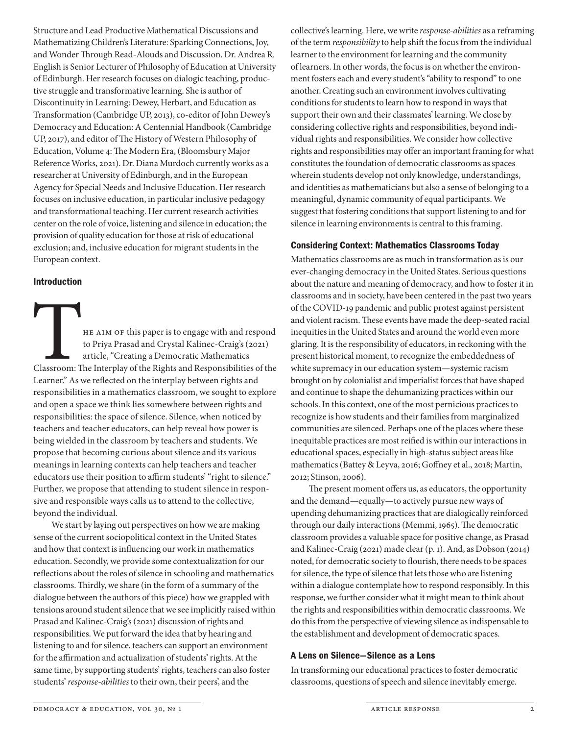Structure and Lead Productive Mathematical Discussions and Mathematizing Children's Literature: Sparking Connections, Joy, and Wonder Through Read-Alouds and Discussion. Dr. Andrea R. English is Senior Lecturer of Philosophy of Education at University of Edinburgh. Her research focuses on dialogic teaching, productive struggle and transformative learning. She is author of Discontinuity in Learning: Dewey, Herbart, and Education as Transformation (Cambridge UP, 2013), co-editor of John Dewey's Democracy and Education: A Centennial Handbook (Cambridge UP, 2017), and editor of The History of Western Philosophy of Education, Volume 4: The Modern Era, (Bloomsbury Major Reference Works, 2021). Dr. Diana Murdoch currently works as a researcher at University of Edinburgh, and in the European Agency for Special Needs and Inclusive Education. Her research focuses on inclusive education, in particular inclusive pedagogy and transformational teaching. Her current research activities center on the role of voice, listening and silence in education; the provision of quality education for those at risk of educational exclusion; and, inclusive education for migrant students in the European context.

## Introduction

The aim of this paper is to engage with and respond to Priya Prasad and Crystal Kalinec-Craig's (2021) article, "Creating a Democratic Mathematics Classroom: The Interplay of the Rights and Responsibilities of the Learner." As we reflected on the interplay between rights and responsibilities in a mathematics classroom, we sought to explore and open a space we think lies somewhere between rights and responsibilities: the space of silence. Silence, when noticed by teachers and teacher educators, can help reveal how power is being wielded in the classroom by teachers and students. We propose that becoming curious about silence and its various meanings in learning contexts can help teachers and teacher educators use their position to affirm students' "right to silence." Further, we propose that attending to student silence in responsive and responsible ways calls us to attend to the collective, beyond the individual.

We start by laying out perspectives on how we are making sense of the current sociopolitical context in the United States and how that context is influencing our work in mathematics education. Secondly, we provide some contextualization for our reflections about the roles of silence in schooling and mathematics classrooms. Thirdly, we share (in the form of a summary of the dialogue between the authors of this piece) how we grappled with tensions around student silence that we see implicitly raised within Prasad and Kalinec-Craig's (2021) discussion of rights and responsibilities. We put forward the idea that by hearing and listening to and for silence, teachers can support an environment for the affirmation and actualization of students' rights. At the same time, by supporting students' rights, teachers can also foster students' *response-abilities* to their own, their peers', and the collective's learning. Here, we write *response-abilities* as a reframing of the term *responsibility* to help shift the focus from the individual learner to the environment for learning and the community of learners. In other words, the focus is on whether the environment fosters each and every student's "ability to respond" to one another. Creating such an environment involves cultivating conditions for students to learn how to respond in ways that support their own and their classmates' learning. We close by considering collective rights and responsibilities, beyond individual rights and responsibilities. We consider how collective rights and responsibilities may offer an important framing for what constitutes the foundation of democratic classrooms as spaces wherein students develop not only knowledge, understandings, and identities as mathematicians but also a sense of belonging to a meaningful, dynamic community of equal participants. We suggest that fostering conditions that support listening to and for silence in learning environments is central to this framing.

## Considering Context: Mathematics Classrooms Today

Mathematics classrooms are as much in transformation as is our ever-changing democracy in the United States. Serious questions about the nature and meaning of democracy, and how to foster it in classrooms and in society, have been centered in the past two years of the COVID-19 pandemic and public protest against persistent and violent racism. These events have made the deep-seated racial inequities in the United States and around the world even more glaring. It is the responsibility of educators, in reckoning with the present historical moment, to recognize the embeddedness of white supremacy in our education system—systemic racism brought on by colonialist and imperialist forces that have shaped and continue to shape the dehumanizing practices within our schools. In this context, one of the most pernicious practices to recognize is how students and their families from marginalized communities are silenced. Perhaps one of the places where these inequitable practices are most reified is within our interactions in educational spaces, especially in high-status subject areas like mathematics (Battey & Leyva, 2016; Goffney et al., 2018; Martin, 2012; Stinson, 2006).

The present moment offers us, as educators, the opportunity and the demand—equally—to actively pursue new ways of upending dehumanizing practices that are dialogically reinforced through our daily interactions (Memmi, 1965). The democratic classroom provides a valuable space for positive change, as Prasad and Kalinec-Craig (2021) made clear (p. 1). And, as Dobson (2014) noted, for democratic society to flourish, there needs to be spaces for silence, the type of silence that lets those who are listening within a dialogue contemplate how to respond responsibly. In this response, we further consider what it might mean to think about the rights and responsibilities within democratic classrooms. We do this from the perspective of viewing silence as indispensable to the establishment and development of democratic spaces.

## A Lens on Silence—Silence as a Lens

In transforming our educational practices to foster democratic classrooms, questions of speech and silence inevitably emerge.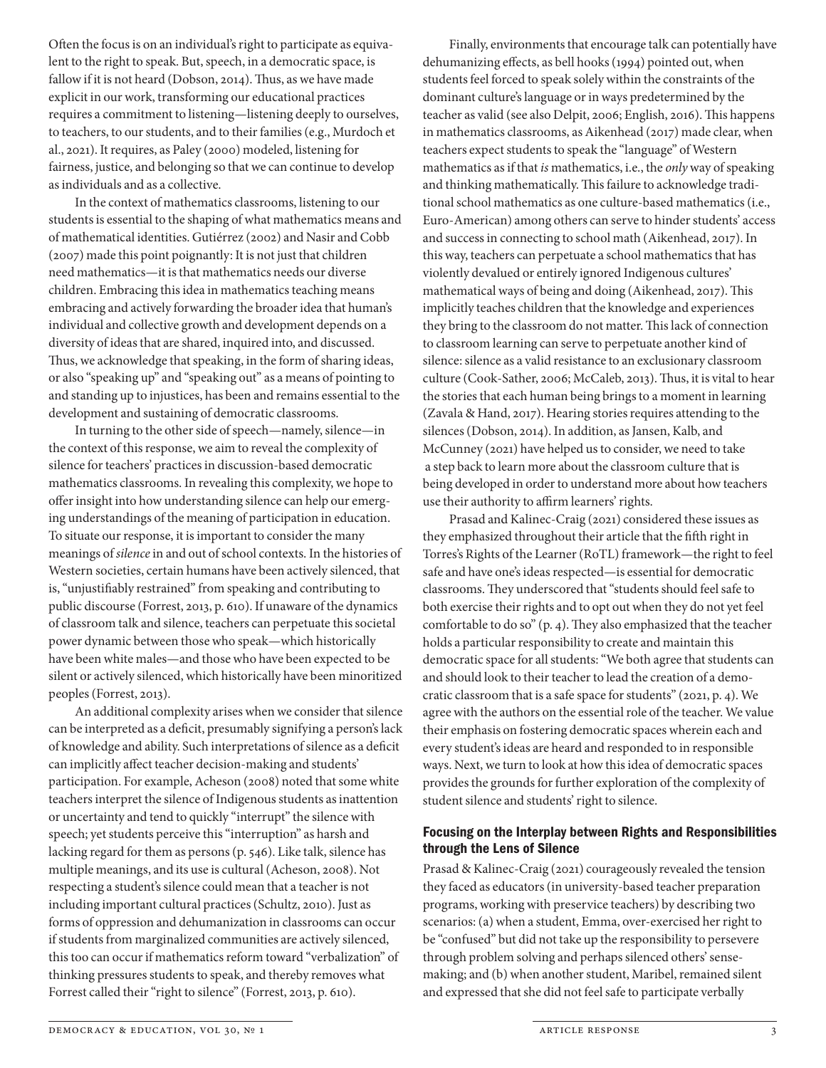Often the focus is on an individual's right to participate as equivalent to the right to speak. But, speech, in a democratic space, is fallow if it is not heard (Dobson, 2014). Thus, as we have made explicit in our work, transforming our educational practices requires a commitment to listening—listening deeply to ourselves, to teachers, to our students, and to their families (e.g., Murdoch et al., 2021). It requires, as Paley (2000) modeled, listening for fairness, justice, and belonging so that we can continue to develop as individuals and as a collective.

In the context of mathematics classrooms, listening to our students is essential to the shaping of what mathematics means and of mathematical identities. Gutiérrez (2002) and Nasir and Cobb (2007) made this point poignantly: It is not just that children need mathematics—it is that mathematics needs our diverse children. Embracing this idea in mathematics teaching means embracing and actively forwarding the broader idea that human's individual and collective growth and development depends on a diversity of ideas that are shared, inquired into, and discussed. Thus, we acknowledge that speaking, in the form of sharing ideas, or also "speaking up" and "speaking out" as a means of pointing to and standing up to injustices, has been and remains essential to the development and sustaining of democratic classrooms.

In turning to the other side of speech—namely, silence—in the context of this response, we aim to reveal the complexity of silence for teachers' practices in discussion-based democratic mathematics classrooms. In revealing this complexity, we hope to offer insight into how understanding silence can help our emerging understandings of the meaning of participation in education. To situate our response, it is important to consider the many meanings of *silence* in and out of school contexts. In the histories of Western societies, certain humans have been actively silenced, that is, "unjustifiably restrained" from speaking and contributing to public discourse (Forrest, 2013, p. 610). If unaware of the dynamics of classroom talk and silence, teachers can perpetuate this societal power dynamic between those who speak—which historically have been white males—and those who have been expected to be silent or actively silenced, which historically have been minoritized peoples (Forrest, 2013).

An additional complexity arises when we consider that silence can be interpreted as a deficit, presumably signifying a person's lack of knowledge and ability. Such interpretations of silence as a deficit can implicitly affect teacher decision-making and students' participation. For example, Acheson (2008) noted that some white teachers interpret the silence of Indigenous students as inattention or uncertainty and tend to quickly "interrupt" the silence with speech; yet students perceive this "interruption" as harsh and lacking regard for them as persons (p. 546). Like talk, silence has multiple meanings, and its use is cultural (Acheson, 2008). Not respecting a student's silence could mean that a teacher is not including important cultural practices (Schultz, 2010). Just as forms of oppression and dehumanization in classrooms can occur if students from marginalized communities are actively silenced, this too can occur if mathematics reform toward "verbalization" of thinking pressures students to speak, and thereby removes what Forrest called their "right to silence" (Forrest, 2013, p. 610).

Finally, environments that encourage talk can potentially have dehumanizing effects, as bell hooks (1994) pointed out, when students feel forced to speak solely within the constraints of the dominant culture's language or in ways predetermined by the teacher as valid (see also Delpit, 2006; English, 2016). This happens in mathematics classrooms, as Aikenhead (2017) made clear, when teachers expect students to speak the "language" of Western mathematics as if that *is* mathematics, i.e., the *only* way of speaking and thinking mathematically. This failure to acknowledge traditional school mathematics as one culture-based mathematics (i.e., Euro-American) among others can serve to hinder students' access and success in connecting to school math (Aikenhead, 2017). In this way, teachers can perpetuate a school mathematics that has violently devalued or entirely ignored Indigenous cultures' mathematical ways of being and doing (Aikenhead, 2017). This implicitly teaches children that the knowledge and experiences they bring to the classroom do not matter. This lack of connection to classroom learning can serve to perpetuate another kind of silence: silence as a valid resistance to an exclusionary classroom culture (Cook-Sather, 2006; McCaleb, 2013). Thus, it is vital to hear the stories that each human being brings to a moment in learning (Zavala & Hand, 2017). Hearing stories requires attending to the silences (Dobson, 2014). In addition, as Jansen, Kalb, and McCunney (2021) have helped us to consider, we need to take a step back to learn more about the classroom culture that is being developed in order to understand more about how teachers use their authority to affirm learners' rights.

Prasad and Kalinec-Craig (2021) considered these issues as they emphasized throughout their article that the fifth right in Torres's Rights of the Learner (RoTL) framework—the right to feel safe and have one's ideas respected—is essential for democratic classrooms. They underscored that "students should feel safe to both exercise their rights and to opt out when they do not yet feel comfortable to do so" (p. 4). They also emphasized that the teacher holds a particular responsibility to create and maintain this democratic space for all students: "We both agree that students can and should look to their teacher to lead the creation of a democratic classroom that is a safe space for students" (2021, p. 4). We agree with the authors on the essential role of the teacher. We value their emphasis on fostering democratic spaces wherein each and every student's ideas are heard and responded to in responsible ways. Next, we turn to look at how this idea of democratic spaces provides the grounds for further exploration of the complexity of student silence and students' right to silence.

## Focusing on the Interplay between Rights and Responsibilities through the Lens of Silence

Prasad & Kalinec-Craig (2021) courageously revealed the tension they faced as educators (in university-based teacher preparation programs, working with preservice teachers) by describing two scenarios: (a) when a student, Emma, over-exercised her right to be "confused" but did not take up the responsibility to persevere through problem solving and perhaps silenced others' sense-making; and (b) when another student, Maribel, remained silent and expressed that she did not feel safe to participate verbally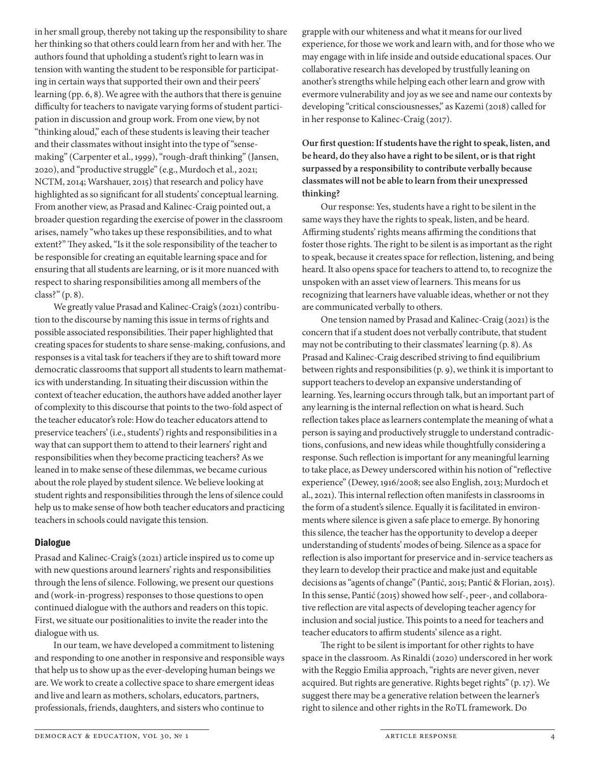in her small group, thereby not taking up the responsibility to share her thinking so that others could learn from her and with her. The authors found that upholding a student's right to learn was in tension with wanting the student to be responsible for participating in certain ways that supported their own and their peers' learning (pp. 6, 8). We agree with the authors that there is genuine difficulty for teachers to navigate varying forms of student participation in discussion and group work. From one view, by not "thinking aloud," each of these students is leaving their teacher and their classmates without insight into the type of "sense-making" (Carpenter et al., 1999), "rough-draft thinking" (Jansen, 2020), and "productive struggle" (e.g., Murdoch et al., 2021; NCTM, 2014; Warshauer, 2015) that research and policy have highlighted as so significant for all students' conceptual learning. From another view, as Prasad and Kalinec-Craig pointed out, a broader question regarding the exercise of power in the classroom arises, namely "who takes up these responsibilities, and to what extent?" They asked, "Is it the sole responsibility of the teacher to be responsible for creating an equitable learning space and for ensuring that all students are learning, or is it more nuanced with respect to sharing responsibilities among all members of the class?" (p. 8).

We greatly value Prasad and Kalinec-Craig's (2021) contribution to the discourse by naming this issue in terms of rights and possible associated responsibilities. Their paper highlighted that creating spaces for students to share sense-making, confusions, and responses is a vital task for teachers if they are to shift toward more democratic classrooms that support all students to learn mathematics with understanding. In situating their discussion within the context of teacher education, the authors have added another layer of complexity to this discourse that points to the two-fold aspect of the teacher educator's role: How do teacher educators attend to preservice teachers' (i.e., students') rights and responsibilities in a way that can support them to attend to their learners' right and responsibilities when they become practicing teachers? As we leaned in to make sense of these dilemmas, we became curious about the role played by student silence. We believe looking at student rights and responsibilities through the lens of silence could help us to make sense of how both teacher educators and practicing teachers in schools could navigate this tension.

## Dialogue

Prasad and Kalinec-Craig's (2021) article inspired us to come up with new questions around learners' rights and responsibilities through the lens of silence. Following, we present our questions and (work-in-progress) responses to those questions to open continued dialogue with the authors and readers on this topic. First, we situate our positionalities to invite the reader into the dialogue with us.

In our team, we have developed a commitment to listening and responding to one another in responsive and responsible ways that help us to show up as the ever-developing human beings we are. We work to create a collective space to share emergent ideas and live and learn as mothers, scholars, educators, partners, professionals, friends, daughters, and sisters who continue to grapple with our whiteness and what it means for our lived experience, for those we work and learn with, and for those who we may engage with in life inside and outside educational spaces. Our collaborative research has developed by trustfully leaning on another's strengths while helping each other learn and grow with evermore vulnerability and joy as we see and name our contexts by developing "critical consciousnesses," as Kazemi (2018) called for in her response to Kalinec-Craig (2017).

**Our first question: If students have the right to speak, listen, and be heard, do they also have a right to be silent, or is that right surpassed by a responsibility to contribute verbally because classmates will not be able to learn from their unexpressed thinking?**

Our response: Yes, students have a right to be silent in the same ways they have the rights to speak, listen, and be heard. Affirming students' rights means affirming the conditions that foster those rights. The right to be silent is as important as the right to speak, because it creates space for reflection, listening, and being heard. It also opens space for teachers to attend to, to recognize the unspoken with an asset view of learners. This means for us recognizing that learners have valuable ideas, whether or not they are communicated verbally to others.

One tension named by Prasad and Kalinec-Craig (2021) is the concern that if a student does not verbally contribute, that student may not be contributing to their classmates' learning (p. 8). As Prasad and Kalinec-Craig described striving to find equilibrium between rights and responsibilities (p. 9), we think it is important to support teachers to develop an expansive understanding of learning. Yes, learning occurs through talk, but an important part of any learning is the internal reflection on what is heard. Such reflection takes place as learners contemplate the meaning of what a person is saying and productively struggle to understand contradictions, confusions, and new ideas while thoughtfully considering a response. Such reflection is important for any meaningful learning to take place, as Dewey underscored within his notion of "reflective experience" (Dewey, 1916/2008; see also English, 2013; Murdoch et al., 2021). This internal reflection often manifests in classrooms in the form of a student's silence. Equally it is facilitated in environments where silence is given a safe place to emerge. By honoring this silence, the teacher has the opportunity to develop a deeper understanding of students' modes of being. Silence as a space for reflection is also important for preservice and in-service teachers as they learn to develop their practice and make just and equitable decisions as "agents of change" (Pantić, 2015; Pantić & Florian, 2015). In this sense, Pantić (2015) showed how self-, peer-, and collaborative reflection are vital aspects of developing teacher agency for inclusion and social justice. This points to a need for teachers and teacher educators to affirm students' silence as a right.

The right to be silent is important for other rights to have space in the classroom. As Rinaldi (2020) underscored in her work with the Reggio Emilia approach, "rights are never given, never acquired. But rights are generative. Rights beget rights" (p. 17). We suggest there may be a generative relation between the learner's right to silence and other rights in the RoTL framework. Do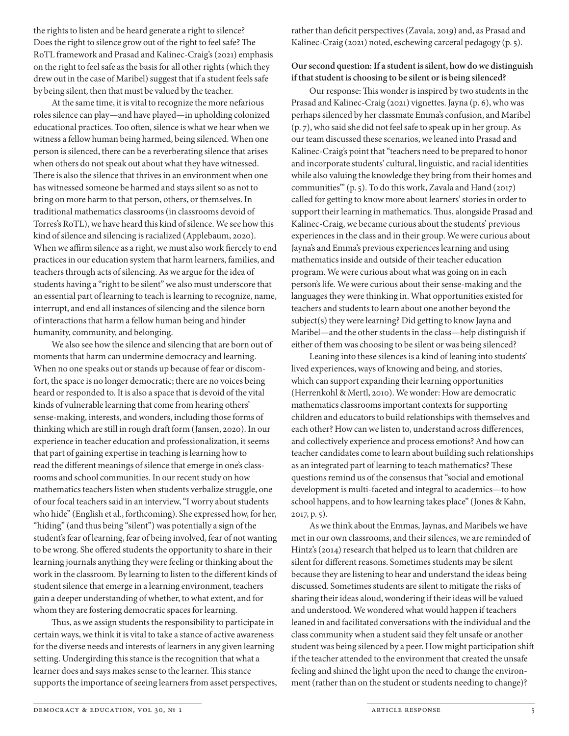the rights to listen and be heard generate a right to silence? Does the right to silence grow out of the right to feel safe? The RoTL framework and Prasad and Kalinec-Craig's (2021) emphasis on the right to feel safe as the basis for all other rights (which they drew out in the case of Maribel) suggest that if a student feels safe by being silent, then that must be valued by the teacher.

At the same time, it is vital to recognize the more nefarious roles silence can play—and have played—in upholding colonized educational practices. Too often, silence is what we hear when we witness a fellow human being harmed, being silenced. When one person is silenced, there can be a reverberating silence that arises when others do not speak out about what they have witnessed. There is also the silence that thrives in an environment when one has witnessed someone be harmed and stays silent so as not to bring on more harm to that person, others, or themselves. In traditional mathematics classrooms (in classrooms devoid of Torres's RoTL), we have heard this kind of silence. We see how this kind of silence and silencing is racialized (Applebaum, 2020). When we affirm silence as a right, we must also work fiercely to end practices in our education system that harm learners, families, and teachers through acts of silencing. As we argue for the idea of students having a "right to be silent" we also must underscore that an essential part of learning to teach is learning to recognize, name, interrupt, and end all instances of silencing and the silence born of interactions that harm a fellow human being and hinder humanity, community, and belonging.

We also see how the silence and silencing that are born out of moments that harm can undermine democracy and learning. When no one speaks out or stands up because of fear or discomfort, the space is no longer democratic; there are no voices being heard or responded to. It is also a space that is devoid of the vital kinds of vulnerable learning that come from hearing others' sense-making, interests, and wonders, including those forms of thinking which are still in rough draft form (Jansen, 2020). In our experience in teacher education and professionalization, it seems that part of gaining expertise in teaching is learning how to read the different meanings of silence that emerge in one's classrooms and school communities. In our recent study on how mathematics teachers listen when students verbalize struggle, one of our focal teachers said in an interview, "I worry about students who hide" (English et al., forthcoming). She expressed how, for her, "hiding" (and thus being "silent") was potentially a sign of the student's fear of learning, fear of being involved, fear of not wanting to be wrong. She offered students the opportunity to share in their learning journals anything they were feeling or thinking about the work in the classroom. By learning to listen to the different kinds of student silence that emerge in a learning environment, teachers gain a deeper understanding of whether, to what extent, and for whom they are fostering democratic spaces for learning.

Thus, as we assign students the responsibility to participate in certain ways, we think it is vital to take a stance of active awareness for the diverse needs and interests of learners in any given learning setting. Undergirding this stance is the recognition that what a learner does and says makes sense to the learner. This stance supports the importance of seeing learners from asset perspectives, rather than deficit perspectives (Zavala, 2019) and, as Prasad and Kalinec-Craig (2021) noted, eschewing carceral pedagogy (p. 5).

**Our second question: If a student is silent, how do we distinguish if that student is choosing to be silent or is being silenced?**

Our response: This wonder is inspired by two students in the Prasad and Kalinec-Craig (2021) vignettes. Jayna (p. 6), who was perhaps silenced by her classmate Emma's confusion, and Maribel (p. 7), who said she did not feel safe to speak up in her group. As our team discussed these scenarios, we leaned into Prasad and Kalinec-Craig's point that "teachers need to be prepared to honor and incorporate students' cultural, linguistic, and racial identities while also valuing the knowledge they bring from their homes and communities'" (p. 5). To do this work, Zavala and Hand (2017) called for getting to know more about learners' stories in order to support their learning in mathematics. Thus, alongside Prasad and Kalinec-Craig, we became curious about the students' previous experiences in the class and in their group. We were curious about Jayna's and Emma's previous experiences learning and using mathematics inside and outside of their teacher education program. We were curious about what was going on in each person's life. We were curious about their sense-making and the languages they were thinking in. What opportunities existed for teachers and students to learn about one another beyond the subject(s) they were learning? Did getting to know Jayna and Maribel—and the other students in the class—help distinguish if either of them was choosing to be silent or was being silenced?

Leaning into these silences is a kind of leaning into students' lived experiences, ways of knowing and being, and stories, which can support expanding their learning opportunities (Herrenkohl & Mertl, 2010). We wonder: How are democratic mathematics classrooms important contexts for supporting children and educators to build relationships with themselves and each other? How can we listen to, understand across differences, and collectively experience and process emotions? And how can teacher candidates come to learn about building such relationships as an integrated part of learning to teach mathematics? These questions remind us of the consensus that "social and emotional development is multi-faceted and integral to academics—to how school happens, and to how learning takes place" (Jones & Kahn, 2017, p. 5).

As we think about the Emmas, Jaynas, and Maribels we have met in our own classrooms, and their silences, we are reminded of Hintz's (2014) research that helped us to learn that children are silent for different reasons. Sometimes students may be silent because they are listening to hear and understand the ideas being discussed. Sometimes students are silent to mitigate the risks of sharing their ideas aloud, wondering if their ideas will be valued and understood. We wondered what would happen if teachers leaned in and facilitated conversations with the individual and the class community when a student said they felt unsafe or another student was being silenced by a peer. How might participation shift if the teacher attended to the environment that created the unsafe feeling and shined the light upon the need to change the environment (rather than on the student or students needing to change)?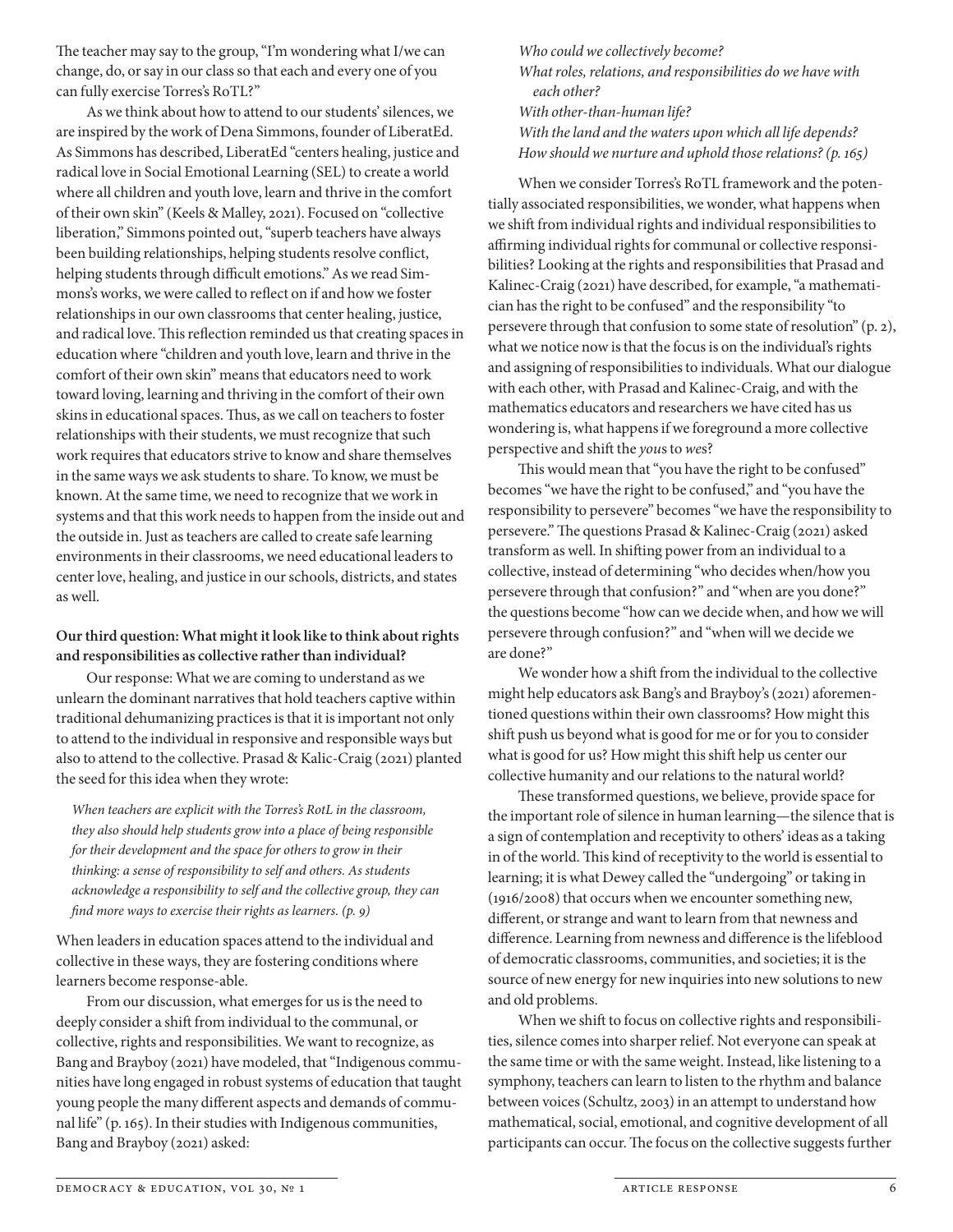The teacher may say to the group, "I'm wondering what I/we can change, do, or say in our class so that each and every one of you can fully exercise Torres's RoTL?"

As we think about how to attend to our students' silences, we are inspired by the work of Dena Simmons, founder of LiberatEd. As Simmons has described, LiberatEd "centers healing, justice and radical love in Social Emotional Learning (SEL) to create a world where all children and youth love, learn and thrive in the comfort of their own skin" (Keels & Malley, 2021). Focused on "collective liberation," Simmons pointed out, "superb teachers have always been building relationships, helping students resolve conflict, helping students through difficult emotions." As we read Simmons's works, we were called to reflect on if and how we foster relationships in our own classrooms that center healing, justice, and radical love. This reflection reminded us that creating spaces in education where "children and youth love, learn and thrive in the comfort of their own skin" means that educators need to work toward loving, learning and thriving in the comfort of their own skins in educational spaces. Thus, as we call on teachers to foster relationships with their students, we must recognize that such work requires that educators strive to know and share themselves in the same ways we ask students to share. To know, we must be known. At the same time, we need to recognize that we work in systems and that this work needs to happen from the inside out and the outside in. Just as teachers are called to create safe learning environments in their classrooms, we need educational leaders to center love, healing, and justice in our schools, districts, and states as well.

**Our third question: What might it look like to think about rights and responsibilities as collective rather than individual?**

Our response: What we are coming to understand as we unlearn the dominant narratives that hold teachers captive within traditional dehumanizing practices is that it is important not only to attend to the individual in responsive and responsible ways but also to attend to the collective. Prasad & Kalic-Craig (2021) planted the seed for this idea when they wrote:

> *When teachers are explicit with the Torres's RotL in the classroom, they also should help students grow into a place of being responsible for their development and the space for others to grow in their thinking: a sense of responsibility to self and others. As students acknowledge a responsibility to self and the collective group, they can find more ways to exercise their rights as learners. (p. 9)*

When leaders in education spaces attend to the individual and collective in these ways, they are fostering conditions where learners become response-able.

From our discussion, what emerges for us is the need to deeply consider a shift from individual to the communal, or collective, rights and responsibilities. We want to recognize, as Bang and Brayboy (2021) have modeled, that "Indigenous communities have long engaged in robust systems of education that taught young people the many different aspects and demands of communal life" (p. 165). In their studies with Indigenous communities, Bang and Brayboy (2021) asked:

> *Who could we collectively become?*
> *What roles, relations, and responsibilities do we have with each other?*
> *With other-than-human life?*
> *With the land and the waters upon which all life depends?*
> *How should we nurture and uphold those relations? (p. 165)*

When we consider Torres's RoTL framework and the potentially associated responsibilities, we wonder, what happens when we shift from individual rights and individual responsibilities to affirming individual rights for communal or collective responsibilities? Looking at the rights and responsibilities that Prasad and Kalinec-Craig (2021) have described, for example, "a mathematician has the right to be confused" and the responsibility "to persevere through that confusion to some state of resolution" (p. 2), what we notice now is that the focus is on the individual's rights and assigning of responsibilities to individuals. What our dialogue with each other, with Prasad and Kalinec-Craig, and with the mathematics educators and researchers we have cited has us wondering is, what happens if we foreground a more collective perspective and shift the *you*s to *we*s?

This would mean that "you have the right to be confused" becomes "we have the right to be confused," and "you have the responsibility to persevere" becomes "we have the responsibility to persevere." The questions Prasad & Kalinec-Craig (2021) asked transform as well. In shifting power from an individual to a collective, instead of determining "who decides when/how you persevere through that confusion?" and "when are you done?" the questions become "how can we decide when, and how we will persevere through confusion?" and "when will we decide we are done?"

We wonder how a shift from the individual to the collective might help educators ask Bang's and Brayboy's (2021) aforementioned questions within their own classrooms? How might this shift push us beyond what is good for me or for you to consider what is good for us? How might this shift help us center our collective humanity and our relations to the natural world?

These transformed questions, we believe, provide space for the important role of silence in human learning—the silence that is a sign of contemplation and receptivity to others' ideas as a taking in of the world. This kind of receptivity to the world is essential to learning; it is what Dewey called the "undergoing" or taking in (1916/2008) that occurs when we encounter something new, different, or strange and want to learn from that newness and difference. Learning from newness and difference is the lifeblood of democratic classrooms, communities, and societies; it is the source of new energy for new inquiries into new solutions to new and old problems.

When we shift to focus on collective rights and responsibilities, silence comes into sharper relief. Not everyone can speak at the same time or with the same weight. Instead, like listening to a symphony, teachers can learn to listen to the rhythm and balance between voices (Schultz, 2003) in an attempt to understand how mathematical, social, emotional, and cognitive development of all participants can occur. The focus on the collective suggests further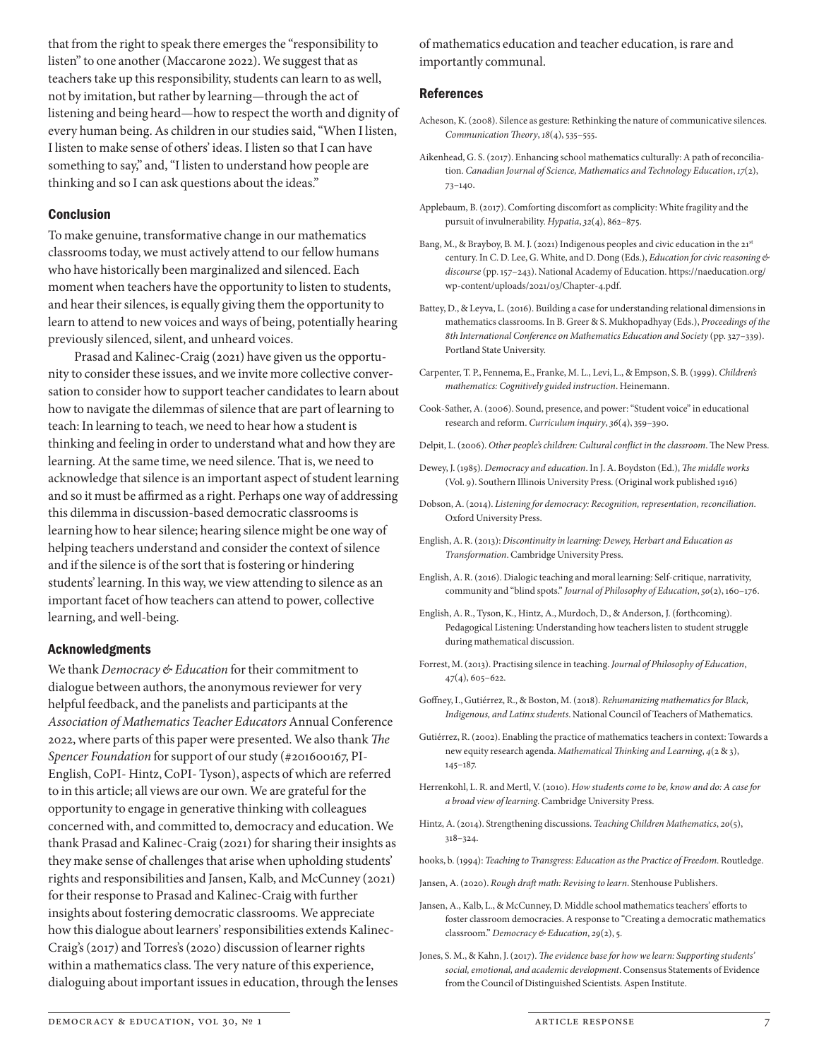that from the right to speak there emerges the "responsibility to listen" to one another (Maccarone 2022). We suggest that as teachers take up this responsibility, students can learn to as well, not by imitation, but rather by learning—through the act of listening and being heard—how to respect the worth and dignity of every human being. As children in our studies said, "When I listen, I listen to make sense of others' ideas. I listen so that I can have something to say," and, "I listen to understand how people are thinking and so I can ask questions about the ideas."

## Conclusion

To make genuine, transformative change in our mathematics classrooms today, we must actively attend to our fellow humans who have historically been marginalized and silenced. Each moment when teachers have the opportunity to listen to students, and hear their silences, is equally giving them the opportunity to learn to attend to new voices and ways of being, potentially hearing previously silenced, silent, and unheard voices.

Prasad and Kalinec-Craig (2021) have given us the opportunity to consider these issues, and we invite more collective conversation to consider how to support teacher candidates to learn about how to navigate the dilemmas of silence that are part of learning to teach: In learning to teach, we need to hear how a student is thinking and feeling in order to understand what and how they are learning. At the same time, we need silence. That is, we need to acknowledge that silence is an important aspect of student learning and so it must be affirmed as a right. Perhaps one way of addressing this dilemma in discussion-based democratic classrooms is learning how to hear silence; hearing silence might be one way of helping teachers understand and consider the context of silence and if the silence is of the sort that is fostering or hindering students' learning. In this way, we view attending to silence as an important facet of how teachers can attend to power, collective learning, and well-being.

## Acknowledgments

We thank *Democracy & Education* for their commitment to dialogue between authors, the anonymous reviewer for very helpful feedback, and the panelists and participants at the *Association of Mathematics Teacher Educators* Annual Conference 2022, where parts of this paper were presented. We also thank *The Spencer Foundation* for support of our study (#201600167, PI-English, CoPI- Hintz, CoPI- Tyson), aspects of which are referred to in this article; all views are our own. We are grateful for the opportunity to engage in generative thinking with colleagues concerned with, and committed to, democracy and education. We thank Prasad and Kalinec-Craig (2021) for sharing their insights as they make sense of challenges that arise when upholding students' rights and responsibilities and Jansen, Kalb, and McCunney (2021) for their response to Prasad and Kalinec-Craig with further insights about fostering democratic classrooms. We appreciate how this dialogue about learners' responsibilities extends Kalinec-Craig's (2017) and Torres's (2020) discussion of learner rights within a mathematics class. The very nature of this experience, dialoguing about important issues in education, through the lenses of mathematics education and teacher education, is rare and importantly communal.

## References

Acheson, K. (2008). Silence as gesture: Rethinking the nature of communicative silences. *Communication Theory*, *18*(4), 535–555.

Aikenhead, G. S. (2017). Enhancing school mathematics culturally: A path of reconciliation. *Canadian Journal of Science, Mathematics and Technology Education*, *17*(2), 73–140.

Applebaum, B. (2017). Comforting discomfort as complicity: White fragility and the pursuit of invulnerability. *Hypatia*, *32*(4), 862–875.

Bang, M., & Brayboy, B. M. J. (2021) Indigenous peoples and civic education in the 21st century. In C. D. Lee, G. White, and D. Dong (Eds.), *Education for civic reasoning & discourse* (pp. 157–243). National Academy of Education. https://naeducation.org/wp-content/uploads/2021/03/Chapter-4.pdf.

Battey, D., & Leyva, L. (2016). Building a case for understanding relational dimensions in mathematics classrooms. In B. Greer & S. Mukhopadhyay (Eds.), *Proceedings of the 8th International Conference on Mathematics Education and Society* (pp. 327–339). Portland State University.

Carpenter, T. P., Fennema, E., Franke, M. L., Levi, L., & Empson, S. B. (1999). *Children's mathematics: Cognitively guided instruction*. Heinemann.

Cook-Sather, A. (2006). Sound, presence, and power: "Student voice" in educational research and reform. *Curriculum inquiry*, *36*(4), 359–390.

Delpit, L. (2006). *Other people's children: Cultural conflict in the classroom*. The New Press.

Dewey, J. (1985). *Democracy and education*. In J. A. Boydston (Ed.), *The middle works* (Vol. 9). Southern Illinois University Press. (Original work published 1916)

Dobson, A. (2014). *Listening for democracy: Recognition, representation, reconciliation*. Oxford University Press.

English, A. R. (2013): *Discontinuity in learning: Dewey, Herbart and Education as Transformation*. Cambridge University Press.

English, A. R. (2016). Dialogic teaching and moral learning: Self-critique, narrativity, community and "blind spots." *Journal of Philosophy of Education*, *50*(2), 160–176.

English, A. R., Tyson, K., Hintz, A., Murdoch, D., & Anderson, J. (forthcoming). Pedagogical Listening: Understanding how teachers listen to student struggle during mathematical discussion.

Forrest, M. (2013). Practising silence in teaching. *Journal of Philosophy of Education*, *47*(4), 605–622.

Goffney, I., Gutiérrez, R., & Boston, M. (2018). *Rehumanizing mathematics for Black, Indigenous, and Latinx students*. National Council of Teachers of Mathematics.

Gutiérrez, R. (2002). Enabling the practice of mathematics teachers in context: Towards a new equity research agenda. *Mathematical Thinking and Learning*, *4*(2 & 3), 145–187.

Herrenkohl, L. R. and Mertl, V. (2010). *How students come to be, know and do: A case for a broad view of learning*. Cambridge University Press.

Hintz, A. (2014). Strengthening discussions. *Teaching Children Mathematics*, *20*(5), 318–324.

hooks, b. (1994): *Teaching to Transgress: Education as the Practice of Freedom*. Routledge.

Jansen, A. (2020). *Rough draft math: Revising to learn*. Stenhouse Publishers.

Jansen, A., Kalb, L., & McCunney, D. Middle school mathematics teachers' efforts to foster classroom democracies. A response to "Creating a democratic mathematics classroom." *Democracy & Education*, *29*(2), 5.

Jones, S. M., & Kahn, J. (2017). *The evidence base for how we learn: Supporting students' social, emotional, and academic development*. Consensus Statements of Evidence from the Council of Distinguished Scientists. Aspen Institute.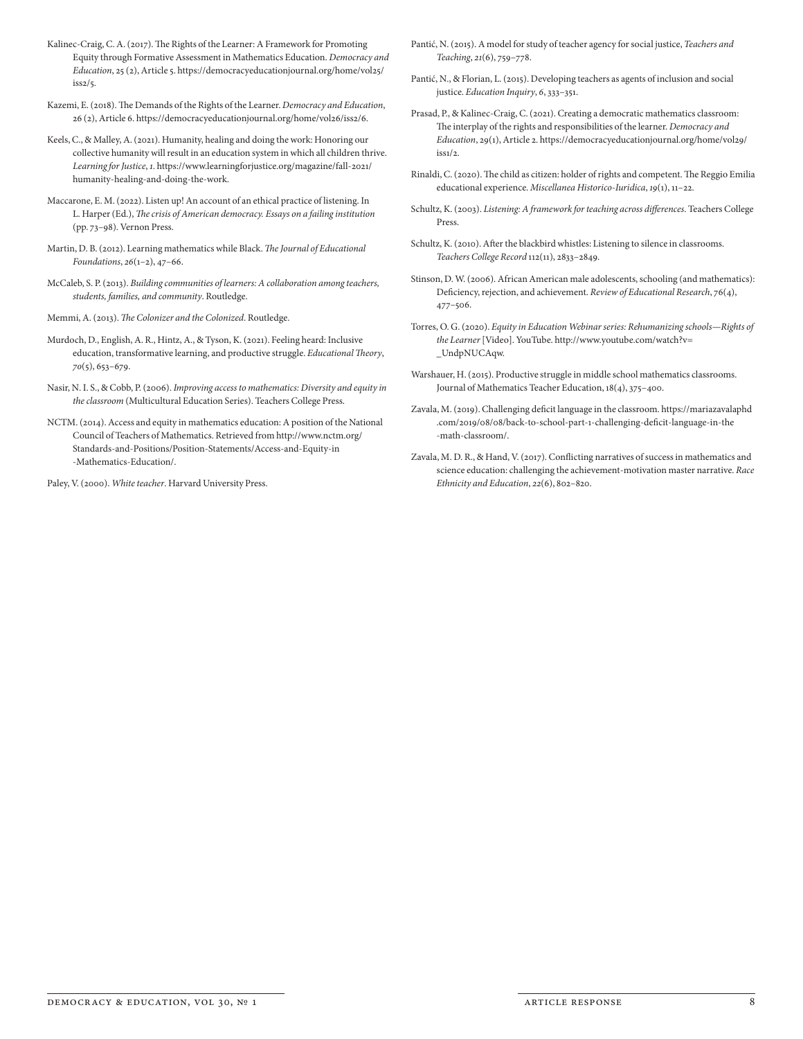Kalinec-Craig, C. A. (2017). The Rights of the Learner: A Framework for Promoting Equity through Formative Assessment in Mathematics Education. *Democracy and Education*, 25 (2), Article 5. https://democracyeducationjournal.org/home/vol25/iss2/5.

Kazemi, E. (2018). The Demands of the Rights of the Learner. *Democracy and Education*, 26 (2), Article 6. https://democracyeducationjournal.org/home/vol26/iss2/6.

Keels, C., & Malley, A. (2021). Humanity, healing and doing the work: Honoring our collective humanity will result in an education system in which all children thrive. *Learning for Justice*, *1*. https://www.learningforjustice.org/magazine/fall-2021/humanity-healing-and-doing-the-work.

Maccarone, E. M. (2022). Listen up! An account of an ethical practice of listening. In L. Harper (Ed.), *The crisis of American democracy. Essays on a failing institution* (pp. 73–98). Vernon Press.

Martin, D. B. (2012). Learning mathematics while Black. *The Journal of Educational Foundations*, *26*(1–2), 47–66.

McCaleb, S. P. (2013). *Building communities of learners: A collaboration among teachers, students, families, and community*. Routledge.

Memmi, A. (2013). *The Colonizer and the Colonized*. Routledge.

Murdoch, D., English, A. R., Hintz, A., & Tyson, K. (2021). Feeling heard: Inclusive education, transformative learning, and productive struggle. *Educational Theory*, *70*(5), 653–679.

Nasir, N. I. S., & Cobb, P. (2006). *Improving access to mathematics: Diversity and equity in the classroom* (Multicultural Education Series). Teachers College Press.

NCTM. (2014). Access and equity in mathematics education: A position of the National Council of Teachers of Mathematics. Retrieved from http://www.nctm.org/Standards-and-Positions/Position-Statements/Access-and-Equity-in-Mathematics-Education/.

Paley, V. (2000). *White teacher*. Harvard University Press.

Pantić, N. (2015). A model for study of teacher agency for social justice, *Teachers and Teaching*, *21*(6), 759–778.

Pantić, N., & Florian, L. (2015). Developing teachers as agents of inclusion and social justice. *Education Inquiry*, *6*, 333–351.

Prasad, P., & Kalinec-Craig, C. (2021). Creating a democratic mathematics classroom: The interplay of the rights and responsibilities of the learner. *Democracy and Education*, 29(1), Article 2. https://democracyeducationjournal.org/home/vol29/iss1/2.

Rinaldi, C. (2020). The child as citizen: holder of rights and competent. The Reggio Emilia educational experience. *Miscellanea Historico-Iuridica*, *19*(1), 11–22.

Schultz, K. (2003). *Listening: A framework for teaching across differences*. Teachers College Press.

Schultz, K. (2010). After the blackbird whistles: Listening to silence in classrooms. *Teachers College Record* 112(11), 2833–2849.

Stinson, D. W. (2006). African American male adolescents, schooling (and mathematics): Deficiency, rejection, and achievement. *Review of Educational Research*, 76(4), 477–506.

Torres, O. G. (2020). *Equity in Education Webinar series: Rehumanizing schools—Rights of the Learner* [Video]. YouTube. http://www.youtube.com/watch?v=_UndpNUCAqw.

Warshauer, H. (2015). Productive struggle in middle school mathematics classrooms. Journal of Mathematics Teacher Education, 18(4), 375–400.

Zavala, M. (2019). Challenging deficit language in the classroom. https://mariazavalaphd.com/2019/08/08/back-to-school-part-1-challenging-deficit-language-in-the-math-classroom/.

Zavala, M. D. R., & Hand, V. (2017). Conflicting narratives of success in mathematics and science education: challenging the achievement-motivation master narrative. *Race Ethnicity and Education*, *22*(6), 802–820.